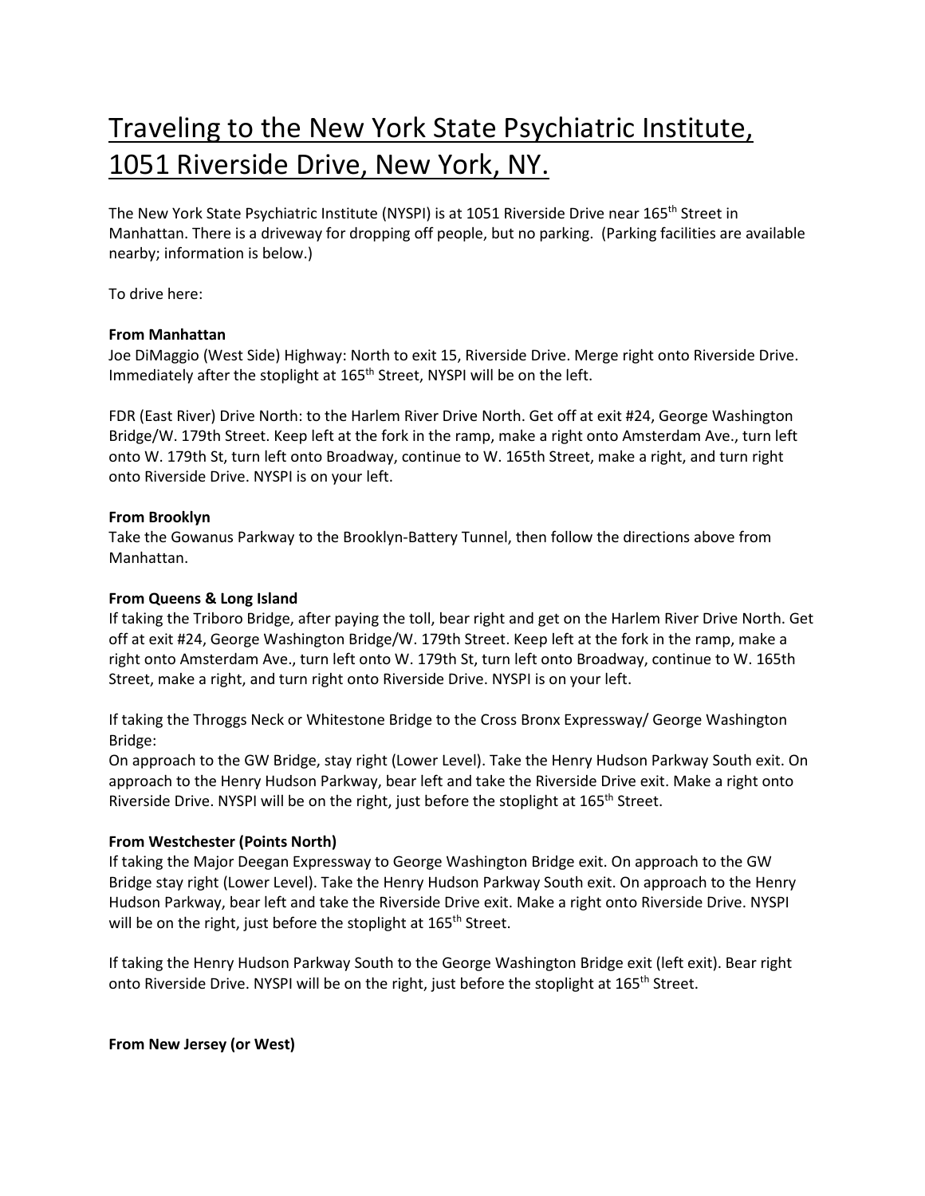# Traveling to the New York State Psychiatric Institute, 1051 Riverside Drive, New York, NY.

The New York State Psychiatric Institute (NYSPI) is at 1051 Riverside Drive near 165th Street in Manhattan. There is a driveway for dropping off people, but no parking. (Parking facilities are available nearby; information is below.)

To drive here:

**From Manhattan**

Joe DiMaggio (West Side) Highway: North to exit 15, Riverside Drive. Merge right onto Riverside Drive. Immediately after the stoplight at 165th Street, NYSPI will be on the left.

FDR (East River) Drive North: to the Harlem River Drive North. Get off at exit #24, George Washington Bridge/W. 179th Street. Keep left at the fork in the ramp, make a right onto Amsterdam Ave., turn left onto W. 179th St, turn left onto Broadway, continue to W. 165th Street, make a right, and turn right onto Riverside Drive. NYSPI is on your left.

**From Brooklyn**

Take the Gowanus Parkway to the Brooklyn-Battery Tunnel, then follow the directions above from Manhattan.

**From Queens & Long Island**

If taking the Triboro Bridge, after paying the toll, bear right and get on the Harlem River Drive North. Get off at exit #24, George Washington Bridge/W. 179th Street. Keep left at the fork in the ramp, make a right onto Amsterdam Ave., turn left onto W. 179th St, turn left onto Broadway, continue to W. 165th Street, make a right, and turn right onto Riverside Drive. NYSPI is on your left.

If taking the Throggs Neck or Whitestone Bridge to the Cross Bronx Expressway/ George Washington Bridge:
On approach to the GW Bridge, stay right (Lower Level). Take the Henry Hudson Parkway South exit. On approach to the Henry Hudson Parkway, bear left and take the Riverside Drive exit. Make a right onto Riverside Drive. NYSPI will be on the right, just before the stoplight at 165th Street.

**From Westchester (Points North)**

If taking the Major Deegan Expressway to George Washington Bridge exit. On approach to the GW Bridge stay right (Lower Level). Take the Henry Hudson Parkway South exit. On approach to the Henry Hudson Parkway, bear left and take the Riverside Drive exit. Make a right onto Riverside Drive. NYSPI will be on the right, just before the stoplight at 165th Street.

If taking the Henry Hudson Parkway South to the George Washington Bridge exit (left exit). Bear right onto Riverside Drive. NYSPI will be on the right, just before the stoplight at 165th Street.

**From New Jersey (or West)**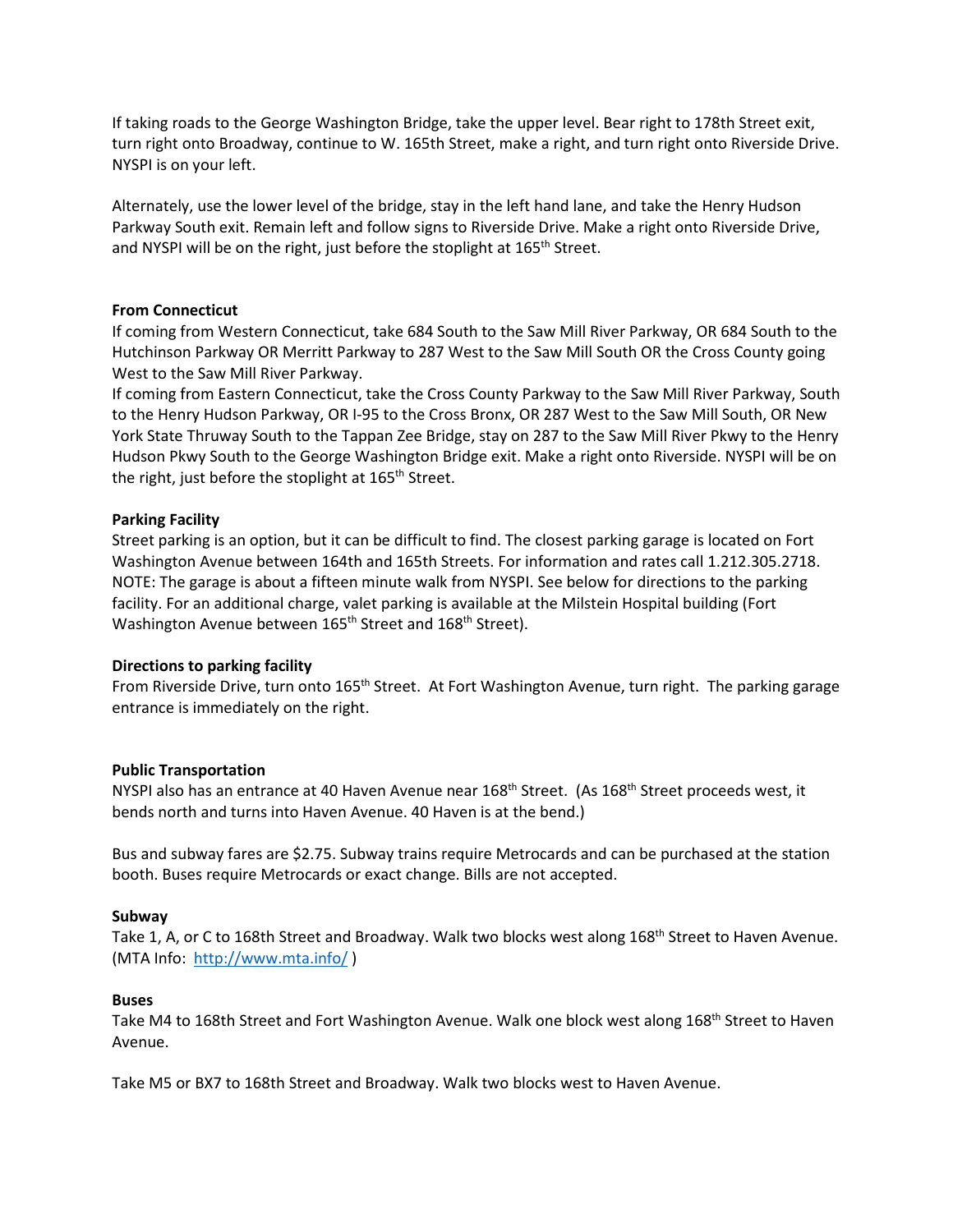If taking roads to the George Washington Bridge, take the upper level. Bear right to 178th Street exit, turn right onto Broadway, continue to W. 165th Street, make a right, and turn right onto Riverside Drive. NYSPI is on your left.

Alternately, use the lower level of the bridge, stay in the left hand lane, and take the Henry Hudson Parkway South exit. Remain left and follow signs to Riverside Drive. Make a right onto Riverside Drive, and NYSPI will be on the right, just before the stoplight at 165th Street.

**From Connecticut**

If coming from Western Connecticut, take 684 South to the Saw Mill River Parkway, OR 684 South to the Hutchinson Parkway OR Merritt Parkway to 287 West to the Saw Mill South OR the Cross County going West to the Saw Mill River Parkway.

If coming from Eastern Connecticut, take the Cross County Parkway to the Saw Mill River Parkway, South to the Henry Hudson Parkway, OR I-95 to the Cross Bronx, OR 287 West to the Saw Mill South, OR New York State Thruway South to the Tappan Zee Bridge, stay on 287 to the Saw Mill River Pkwy to the Henry Hudson Pkwy South to the George Washington Bridge exit. Make a right onto Riverside. NYSPI will be on the right, just before the stoplight at 165th Street.

**Parking Facility**

Street parking is an option, but it can be difficult to find. The closest parking garage is located on Fort Washington Avenue between 164th and 165th Streets. For information and rates call 1.212.305.2718. NOTE: The garage is about a fifteen minute walk from NYSPI. See below for directions to the parking facility. For an additional charge, valet parking is available at the Milstein Hospital building (Fort Washington Avenue between 165th Street and 168th Street).

**Directions to parking facility**

From Riverside Drive, turn onto 165th Street. At Fort Washington Avenue, turn right. The parking garage entrance is immediately on the right.

**Public Transportation**

NYSPI also has an entrance at 40 Haven Avenue near 168th Street. (As 168th Street proceeds west, it bends north and turns into Haven Avenue. 40 Haven is at the bend.)

Bus and subway fares are $2.75. Subway trains require Metrocards and can be purchased at the station booth. Buses require Metrocards or exact change. Bills are not accepted.

**Subway**

Take 1, A, or C to 168th Street and Broadway. Walk two blocks west along 168th Street to Haven Avenue. (MTA Info: [http://www.mta.info/](http://www.mta.info/) )

**Buses**

Take M4 to 168th Street and Fort Washington Avenue. Walk one block west along 168th Street to Haven Avenue.

Take M5 or BX7 to 168th Street and Broadway. Walk two blocks west to Haven Avenue.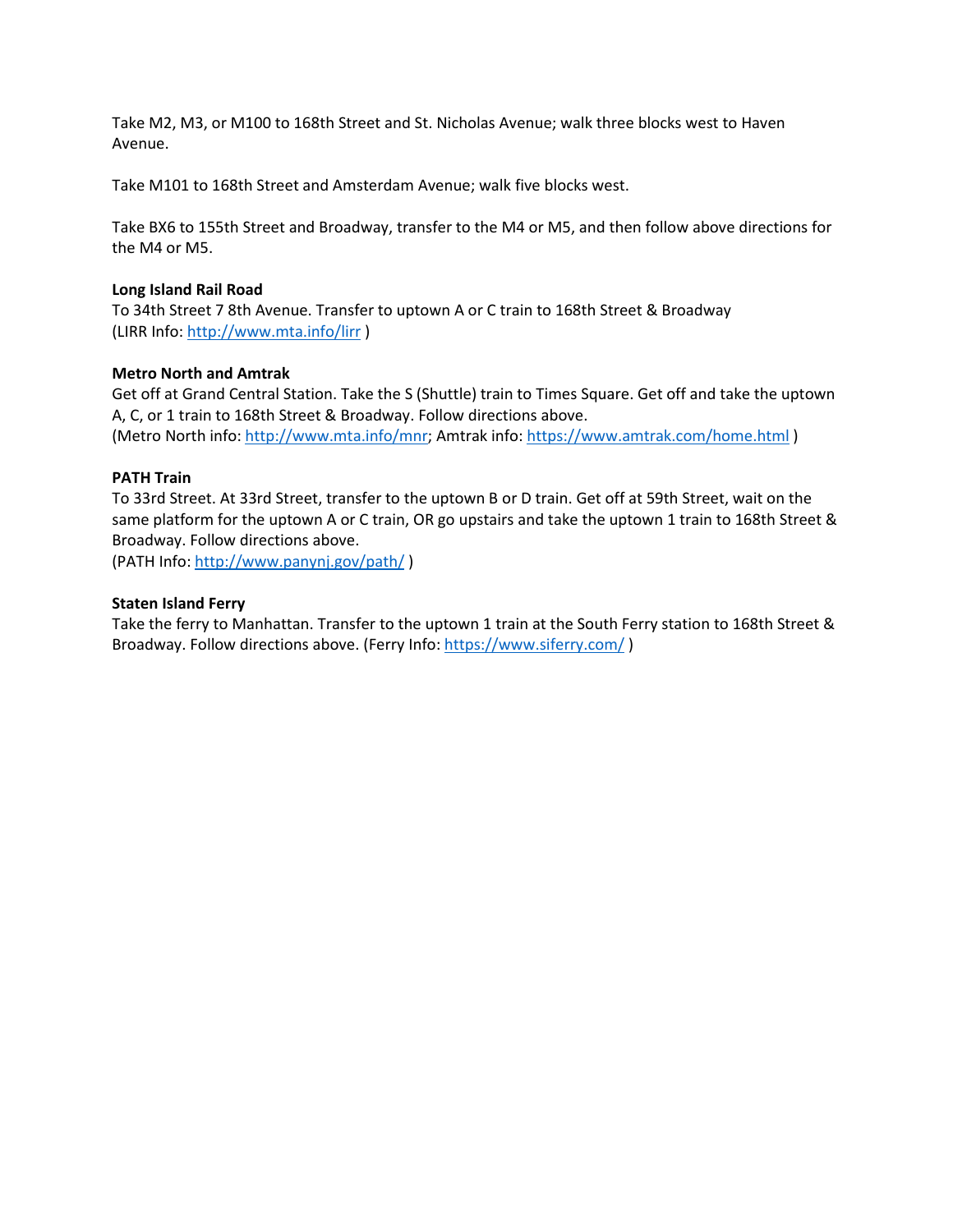Take M2, M3, or M100 to 168th Street and St. Nicholas Avenue; walk three blocks west to Haven Avenue.

Take M101 to 168th Street and Amsterdam Avenue; walk five blocks west.

Take BX6 to 155th Street and Broadway, transfer to the M4 or M5, and then follow above directions for the M4 or M5.

**Long Island Rail Road**
To 34th Street 7 8th Avenue. Transfer to uptown A or C train to 168th Street & Broadway
(LIRR Info: http://www.mta.info/lirr )

**Metro North and Amtrak**
Get off at Grand Central Station. Take the S (Shuttle) train to Times Square. Get off and take the uptown A, C, or 1 train to 168th Street & Broadway. Follow directions above.
(Metro North info: http://www.mta.info/mnr; Amtrak info: https://www.amtrak.com/home.html )

**PATH Train**
To 33rd Street. At 33rd Street, transfer to the uptown B or D train. Get off at 59th Street, wait on the same platform for the uptown A or C train, OR go upstairs and take the uptown 1 train to 168th Street & Broadway. Follow directions above.
(PATH Info: http://www.panynj.gov/path/ )

**Staten Island Ferry**
Take the ferry to Manhattan. Transfer to the uptown 1 train at the South Ferry station to 168th Street & Broadway. Follow directions above. (Ferry Info: https://www.siferry.com/ )